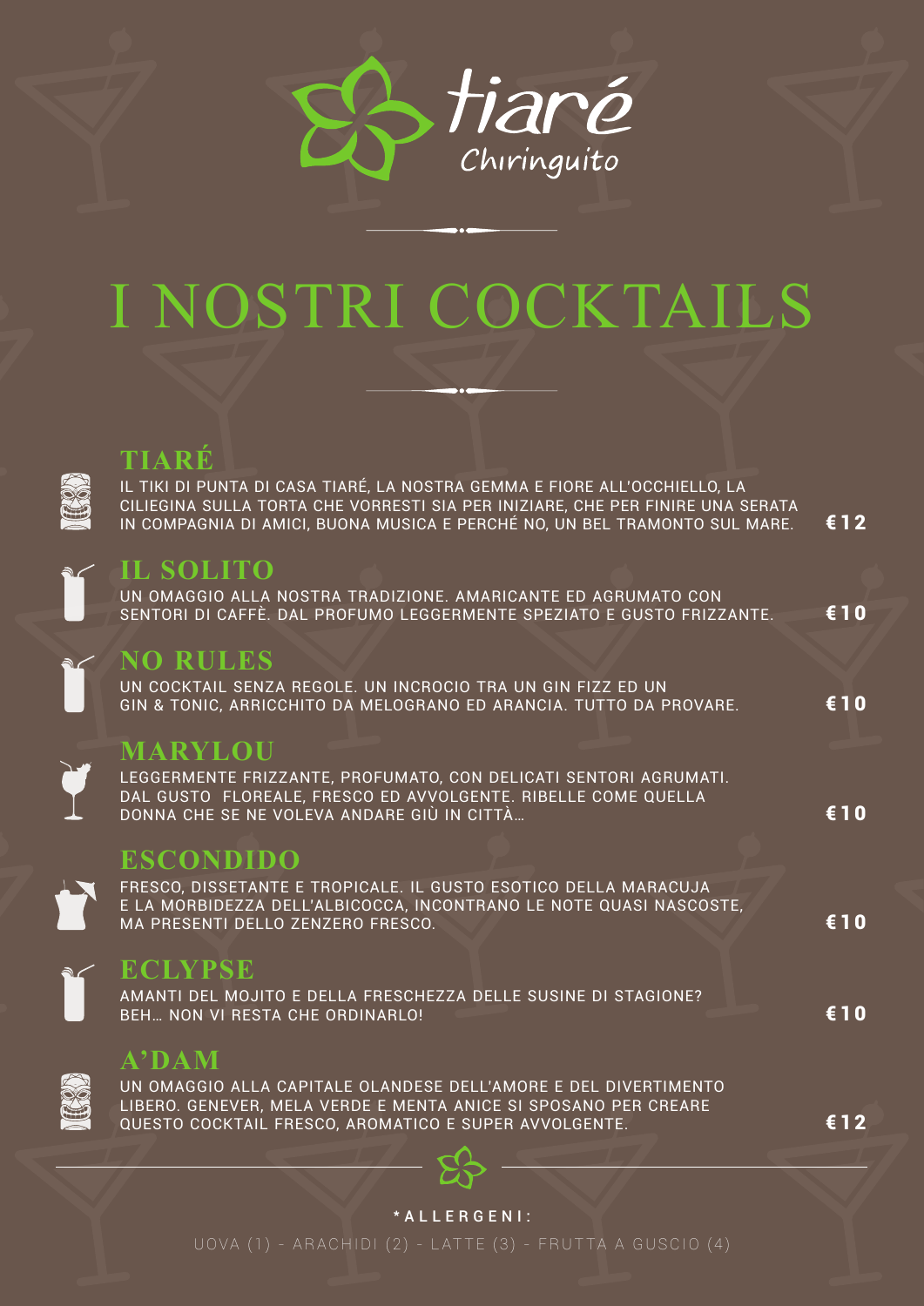# tiaré
Chiringuito

# I NOSTRI COCKTAILS

## TIARÉ

IL TIKI DI PUNTA DI CASA TIARÉ, LA NOSTRA GEMMA E FIORE ALL'OCCHIELLO, LA CILIEGINA SULLA TORTA CHE VORRESTI SIA PER INIZIARE, CHE PER FINIRE UNA SERATA IN COMPAGNIA DI AMICI, BUONA MUSICA E PERCHÉ NO, UN BEL TRAMONTO SUL MARE.

**€12**

## IL SOLITO

UN OMAGGIO ALLA NOSTRA TRADIZIONE. AMARICANTE ED AGRUMATO CON SENTORI DI CAFFÈ. DAL PROFUMO LEGGERMENTE SPEZIATO E GUSTO FRIZZANTE.

**€10**

## NO RULES

UN COCKTAIL SENZA REGOLE. UN INCROCIO TRA UN GIN FIZZ ED UN GIN & TONIC, ARRICCHITO DA MELOGRANO ED ARANCIA. TUTTO DA PROVARE.

**€10**

## MARYLOU

LEGGERMENTE FRIZZANTE, PROFUMATO, CON DELICATI SENTORI AGRUMATI. DAL GUSTO FLOREALE, FRESCO ED AVVOLGENTE. RIBELLE COME QUELLA DONNA CHE SE NE VOLEVA ANDARE GIÙ IN CITTÀ…

**€10**

## ESCONDIDO

FRESCO, DISSETANTE E TROPICALE. IL GUSTO ESOTICO DELLA MARACUJA E LA MORBIDEZZA DELL'ALBICOCCA, INCONTRANO LE NOTE QUASI NASCOSTE, MA PRESENTI DELLO ZENZERO FRESCO.

**€10**

## ECLYPSE

AMANTI DEL MOJITO E DELLA FRESCHEZZA DELLE SUSINE DI STAGIONE? BEH… NON VI RESTA CHE ORDINARLO!

**€10**

## A'DAM

UN OMAGGIO ALLA CAPITALE OLANDESE DELL'AMORE E DEL DIVERTIMENTO LIBERO. GENEVER, MELA VERDE E MENTA ANICE SI SPOSANO PER CREARE QUESTO COCKTAIL FRESCO, AROMATICO E SUPER AVVOLGENTE.

**€12**

---

**\*ALLERGENI:**

UOVA (1) - ARACHIDI (2) - LATTE (3) - FRUTTA A GUSCIO (4)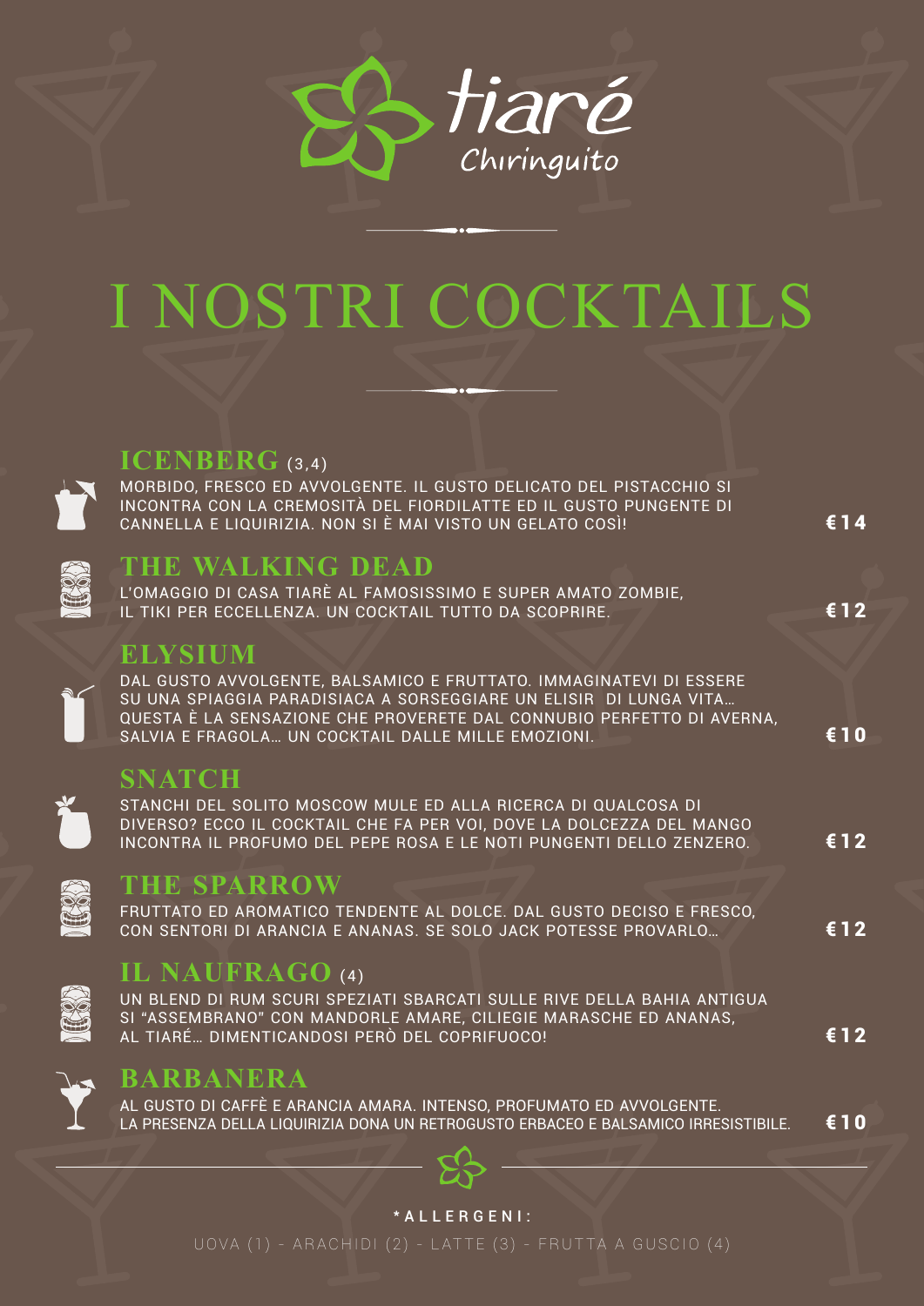# tiaré
Chiringuito

# I NOSTRI COCKTAILS

## ICENBERG (3,4)

MORBIDO, FRESCO ED AVVOLGENTE. IL GUSTO DELICATO DEL PISTACCHIO SI INCONTRA CON LA CREMOSITÀ DEL FIORDILATTE ED IL GUSTO PUNGENTE DI CANNELLA E LIQUIRIZIA. NON SI È MAI VISTO UN GELATO COSÌ!

**€14**

## THE WALKING DEAD

L'OMAGGIO DI CASA TIARÈ AL FAMOSISSIMO E SUPER AMATO ZOMBIE, IL TIKI PER ECCELLENZA. UN COCKTAIL TUTTO DA SCOPRIRE.

**€12**

## ELYSIUM

DAL GUSTO AVVOLGENTE, BALSAMICO E FRUTTATO. IMMAGINATEVI DI ESSERE SU UNA SPIAGGIA PARADISIACA A SORSEGGIARE UN ELISIR DI LUNGA VITA… QUESTA È LA SENSAZIONE CHE PROVERETE DAL CONNUBIO PERFETTO DI AVERNA, SALVIA E FRAGOLA… UN COCKTAIL DALLE MILLE EMOZIONI.

**€10**

## SNATCH

STANCHI DEL SOLITO MOSCOW MULE ED ALLA RICERCA DI QUALCOSA DI DIVERSO? ECCO IL COCKTAIL CHE FA PER VOI, DOVE LA DOLCEZZA DEL MANGO INCONTRA IL PROFUMO DEL PEPE ROSA E LE NOTI PUNGENTI DELLO ZENZERO.

**€12**

## THE SPARROW

FRUTTATO ED AROMATICO TENDENTE AL DOLCE. DAL GUSTO DECISO E FRESCO, CON SENTORI DI ARANCIA E ANANAS. SE SOLO JACK POTESSE PROVARLO…

**€12**

## IL NAUFRAGO (4)

UN BLEND DI RUM SCURI SPEZIATI SBARCATI SULLE RIVE DELLA BAHIA ANTIGUA SI "ASSEMBRANO" CON MANDORLE AMARE, CILIEGIE MARASCHE ED ANANAS, AL TIARÉ… DIMENTICANDOSI PERÒ DEL COPRIFUOCO!

**€12**

## BARBANERA

AL GUSTO DI CAFFÈ E ARANCIA AMARA. INTENSO, PROFUMATO ED AVVOLGENTE. LA PRESENZA DELLA LIQUIRIZIA DONA UN RETROGUSTO ERBACEO E BALSAMICO IRRESISTIBILE.

**€10**

---

**\*ALLERGENI:**

UOVA (1) - ARACHIDI (2) - LATTE (3) - FRUTTA A GUSCIO (4)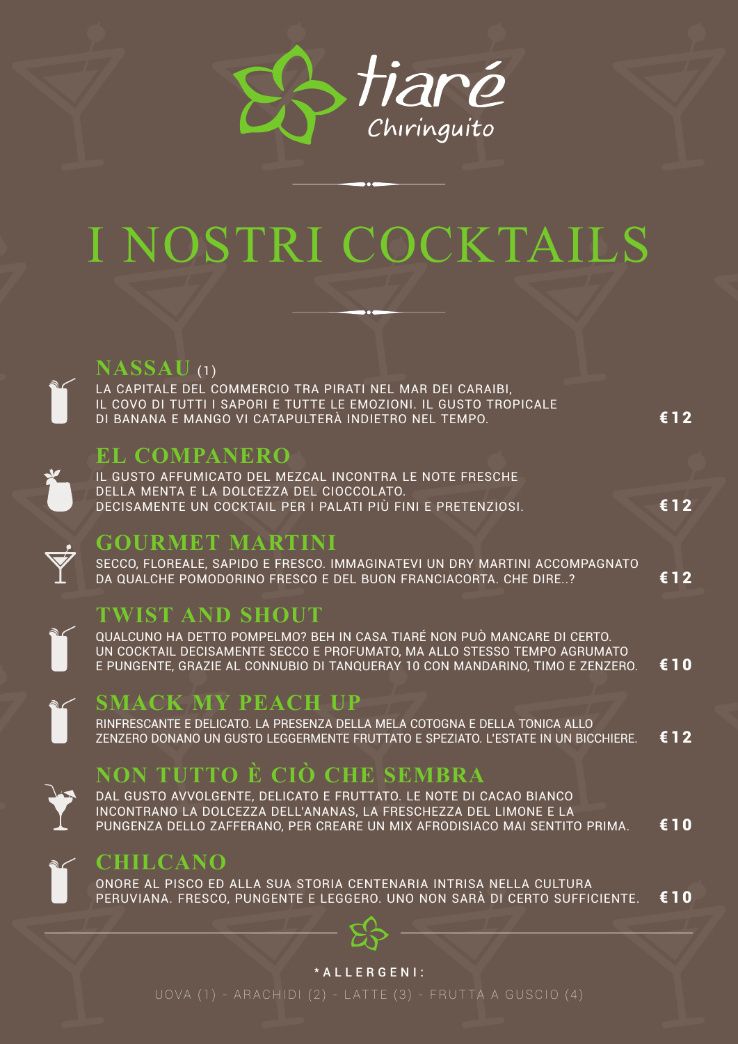tiaré
Chiringuito

# I NOSTRI COCKTAILS

## NASSAU (1)

LA CAPITALE DEL COMMERCIO TRA PIRATI NEL MAR DEI CARAIBI, IL COVO DI TUTTI I SAPORI E TUTTE LE EMOZIONI. IL GUSTO TROPICALE DI BANANA E MANGO VI CATAPULTERÀ INDIETRO NEL TEMPO.

**€12**

## EL COMPANERO

IL GUSTO AFFUMICATO DEL MEZCAL INCONTRA LE NOTE FRESCHE DELLA MENTA E LA DOLCEZZA DEL CIOCCOLATO. DECISAMENTE UN COCKTAIL PER I PALATI PIÙ FINI E PRETENZIOSI.

**€12**

## GOURMET MARTINI

SECCO, FLOREALE, SAPIDO E FRESCO. IMMAGINATEVI UN DRY MARTINI ACCOMPAGNATO DA QUALCHE POMODORINO FRESCO E DEL BUON FRANCIACORTA. CHE DIRE..?

**€12**

## TWIST AND SHOUT

QUALCUNO HA DETTO POMPELMO? BEH IN CASA TIARÉ NON PUÒ MANCARE DI CERTO. UN COCKTAIL DECISAMENTE SECCO E PROFUMATO, MA ALLO STESSO TEMPO AGRUMATO E PUNGENTE, GRAZIE AL CONNUBIO DI TANQUERAY 10 CON MANDARINO, TIMO E ZENZERO.

**€10**

## SMACK MY PEACH UP

RINFRESCANTE E DELICATO. LA PRESENZA DELLA MELA COTOGNA E DELLA TONICA ALLO ZENZERO DONANO UN GUSTO LEGGERMENTE FRUTTATO E SPEZIATO. L'ESTATE IN UN BICCHIERE.

**€12**

## NON TUTTO È CIÒ CHE SEMBRA

DAL GUSTO AVVOLGENTE, DELICATO E FRUTTATO. LE NOTE DI CACAO BIANCO INCONTRANO LA DOLCEZZA DELL'ANANAS, LA FRESCHEZZA DEL LIMONE E LA PUNGENZA DELLO ZAFFERANO, PER CREARE UN MIX AFRODISIACO MAI SENTITO PRIMA.

**€10**

## CHILCANO

ONORE AL PISCO ED ALLA SUA STORIA CENTENARIA INTRISA NELLA CULTURA PERUVIANA. FRESCO, PUNGENTE E LEGGERO. UNO NON SARÀ DI CERTO SUFFICIENTE.

**€10**

---

**\*ALLERGENI:**

UOVA (1) - ARACHIDI (2) - LATTE (3) - FRUTTA A GUSCIO (4)